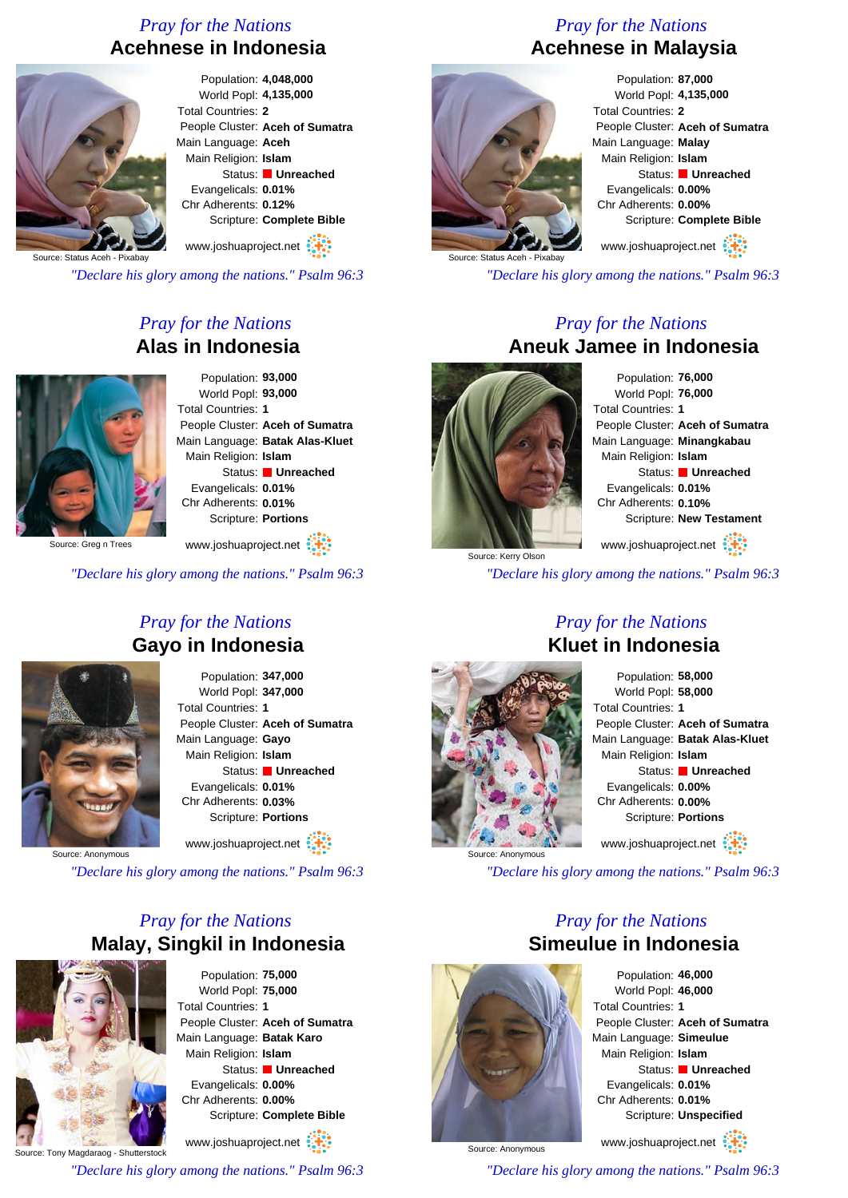## Pray for the Nations
# Acehnese in Indonesia

Source: Status Aceh - Pixabay

Population: **4,048,000**
World Popl: **4,135,000**
Total Countries: **2**
People Cluster: **Aceh of Sumatra**
Main Language: **Aceh**
Main Religion: **Islam**
Status: **Unreached**
Evangelicals: **0.01%**
Chr Adherents: **0.12%**
Scripture: **Complete Bible**

www.joshuaproject.net

*"Declare his glory among the nations." Psalm 96:3*

## Pray for the Nations
# Acehnese in Malaysia

Source: Status Aceh - Pixabay

Population: **87,000**
World Popl: **4,135,000**
Total Countries: **2**
People Cluster: **Aceh of Sumatra**
Main Language: **Malay**
Main Religion: **Islam**
Status: **Unreached**
Evangelicals: **0.00%**
Chr Adherents: **0.00%**
Scripture: **Complete Bible**

www.joshuaproject.net

*"Declare his glory among the nations." Psalm 96:3*

## Pray for the Nations
# Alas in Indonesia

Source: Greg n Trees

Population: **93,000**
World Popl: **93,000**
Total Countries: **1**
People Cluster: **Aceh of Sumatra**
Main Language: **Batak Alas-Kluet**
Main Religion: **Islam**
Status: **Unreached**
Evangelicals: **0.01%**
Chr Adherents: **0.01%**
Scripture: **Portions**

www.joshuaproject.net

*"Declare his glory among the nations." Psalm 96:3*

## Pray for the Nations
# Aneuk Jamee in Indonesia

Source: Kerry Olson

Population: **76,000**
World Popl: **76,000**
Total Countries: **1**
People Cluster: **Aceh of Sumatra**
Main Language: **Minangkabau**
Main Religion: **Islam**
Status: **Unreached**
Evangelicals: **0.01%**
Chr Adherents: **0.10%**
Scripture: **New Testament**

www.joshuaproject.net

*"Declare his glory among the nations." Psalm 96:3*

## Pray for the Nations
# Gayo in Indonesia

Source: Anonymous

Population: **347,000**
World Popl: **347,000**
Total Countries: **1**
People Cluster: **Aceh of Sumatra**
Main Language: **Gayo**
Main Religion: **Islam**
Status: **Unreached**
Evangelicals: **0.01%**
Chr Adherents: **0.03%**
Scripture: **Portions**

www.joshuaproject.net

*"Declare his glory among the nations." Psalm 96:3*

## Pray for the Nations
# Kluet in Indonesia

Source: Anonymous

Population: **58,000**
World Popl: **58,000**
Total Countries: **1**
People Cluster: **Aceh of Sumatra**
Main Language: **Batak Alas-Kluet**
Main Religion: **Islam**
Status: **Unreached**
Evangelicals: **0.00%**
Chr Adherents: **0.00%**
Scripture: **Portions**

www.joshuaproject.net

*"Declare his glory among the nations." Psalm 96:3*

## Pray for the Nations
# Malay, Singkil in Indonesia

Source: Tony Magdaraog - Shutterstock

Population: **75,000**
World Popl: **75,000**
Total Countries: **1**
People Cluster: **Aceh of Sumatra**
Main Language: **Batak Karo**
Main Religion: **Islam**
Status: **Unreached**
Evangelicals: **0.00%**
Chr Adherents: **0.00%**
Scripture: **Complete Bible**

www.joshuaproject.net

*"Declare his glory among the nations." Psalm 96:3*

## Pray for the Nations
# Simeulue in Indonesia

Source: Anonymous

Population: **46,000**
World Popl: **46,000**
Total Countries: **1**
People Cluster: **Aceh of Sumatra**
Main Language: **Simeulue**
Main Religion: **Islam**
Status: **Unreached**
Evangelicals: **0.01%**
Chr Adherents: **0.01%**
Scripture: **Unspecified**

www.joshuaproject.net

*"Declare his glory among the nations." Psalm 96:3*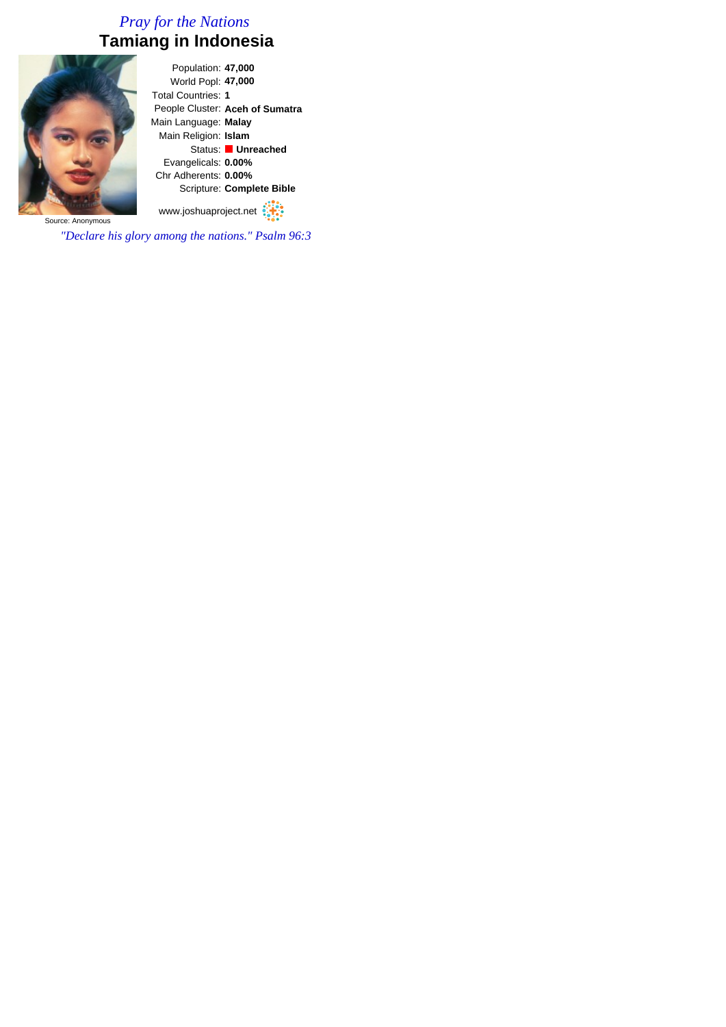*Pray for the Nations*

# Tamiang in Indonesia

Source: Anonymous

Population: **47,000**
World Popl: **47,000**
Total Countries: **1**
People Cluster: **Aceh of Sumatra**
Main Language: **Malay**
Main Religion: **Islam**
Status: **Unreached**
Evangelicals: **0.00%**
Chr Adherents: **0.00%**
Scripture: **Complete Bible**

www.joshuaproject.net

*"Declare his glory among the nations." Psalm 96:3*